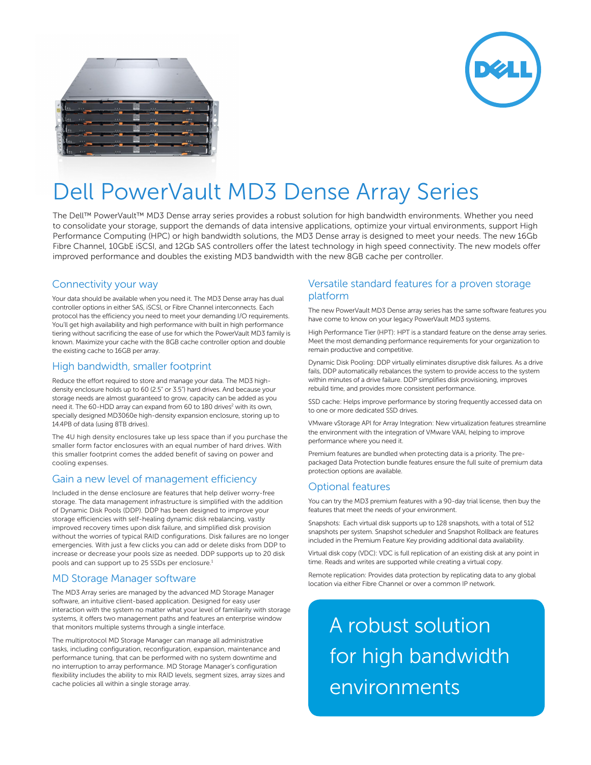# Dell PowerVault MD3 Dense Array Series

The Dell™ PowerVault™ MD3 Dense array series provides a robust solution for high bandwidth environments. Whether you need to consolidate your storage, support the demands of data intensive applications, optimize your virtual environments, support High Performance Computing (HPC) or high bandwidth solutions, the MD3 Dense array is designed to meet your needs. The new 16Gb Fibre Channel, 10GbE iSCSI, and 12Gb SAS controllers offer the latest technology in high speed connectivity. The new models offer improved performance and doubles the existing MD3 bandwidth with the new 8GB cache per controller.

## Connectivity your way

Your data should be available when you need it. The MD3 Dense array has dual controller options in either SAS, iSCSI, or Fibre Channel interconnects. Each protocol has the efficiency you need to meet your demanding I/O requirements. You'll get high availability and high performance with built in high performance tiering without sacrificing the ease of use for which the PowerVault MD3 family is known. Maximize your cache with the 8GB cache controller option and double the existing cache to 16GB per array.

## High bandwidth, smaller footprint

Reduce the effort required to store and manage your data. The MD3 high-density enclosure holds up to 60 (2.5" or 3.5") hard drives. And because your storage needs are almost guaranteed to grow, capacity can be added as you need it. The 60-HDD array can expand from 60 to 180 drives[2] with its own, specially designed MD3060e high-density expansion enclosure, storing up to 1.44PB of data (using 8TB drives).

The 4U high density enclosures take up less space than if you purchase the smaller form factor enclosures with an equal number of hard drives. With this smaller footprint comes the added benefit of saving on power and cooling expenses.

## Gain a new level of management efficiency

Included in the dense enclosure are features that help deliver worry-free storage. The data management infrastructure is simplified with the addition of Dynamic Disk Pools (DDP). DDP has been designed to improve your storage efficiencies with self-healing dynamic disk rebalancing, vastly improved recovery times upon disk failure, and simplified disk provision without the worries of typical RAID configurations. Disk failures are no longer emergencies. With just a few clicks you can add or delete disks from DDP to increase or decrease your pools size as needed. DDP supports up to 20 disk pools and can support up to 25 SSDs per enclosure.[1]

## MD Storage Manager software

The MD3 Array series are managed by the advanced MD Storage Manager software, an intuitive client-based application. Designed for easy user interaction with the system no matter what your level of familiarity with storage systems, it offers two management paths and features an enterprise window that monitors multiple systems through a single interface.

The multiprotocol MD Storage Manager can manage all administrative tasks, including configuration, reconfiguration, expansion, maintenance and performance tuning, that can be performed with no system downtime and no interruption to array performance. MD Storage Manager's configuration flexibility includes the ability to mix RAID levels, segment sizes, array sizes and cache policies all within a single storage array.

## Versatile standard features for a proven storage platform

The new PowerVault MD3 Dense array series has the same software features you have come to know on your legacy PowerVault MD3 systems.

High Performance Tier (HPT): HPT is a standard feature on the dense array series. Meet the most demanding performance requirements for your organization to remain productive and competitive.

Dynamic Disk Pooling: DDP virtually eliminates disruptive disk failures. As a drive fails, DDP automatically rebalances the system to provide access to the system within minutes of a drive failure. DDP simplifies disk provisioning, improves rebuild time, and provides more consistent performance.

SSD cache: Helps improve performance by storing frequently accessed data on to one or more dedicated SSD drives.

VMware vStorage API for Array Integration: New virtualization features streamline the environment with the integration of VMware VAAI, helping to improve performance where you need it.

Premium features are bundled when protecting data is a priority. The pre-packaged Data Protection bundle features ensure the full suite of premium data protection options are available.

## Optional features

You can try the MD3 premium features with a 90-day trial license, then buy the features that meet the needs of your environment.

Snapshots: Each virtual disk supports up to 128 snapshots, with a total of 512 snapshots per system. Snapshot scheduler and Snapshot Rollback are features included in the Premium Feature Key providing additional data availability.

Virtual disk copy (VDC): VDC is full replication of an existing disk at any point in time. Reads and writes are supported while creating a virtual copy.

Remote replication: Provides data protection by replicating data to any global location via either Fibre Channel or over a common IP network.

A robust solution for high bandwidth environments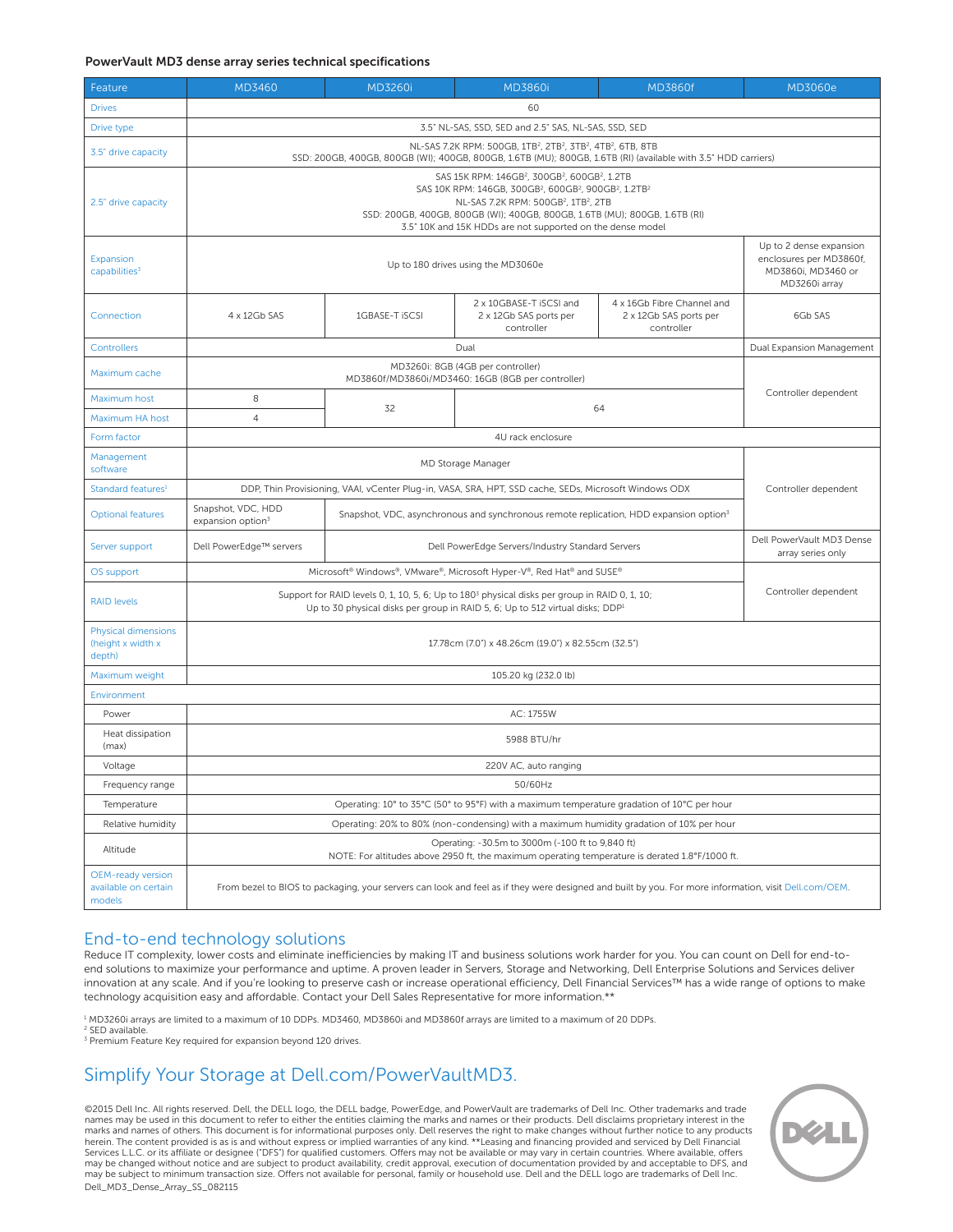### PowerVault MD3 dense array series technical specifications

| Feature | MD3460 | MD3260i | MD3860i | MD3860f | MD3060e |
|---|---|---|---|---|---|
| Drives | 60 | | | | |
| Drive type | 3.5" NL-SAS, SSD, SED and 2.5" SAS, NL-SAS, SSD, SED | | | | |
| 3.5" drive capacity | NL-SAS 7.2K RPM: 500GB, 1TB[2], 2TB[2], 3TB[2], 4TB[2], 6TB, 8TB<br>SSD: 200GB, 400GB, 800GB (WI); 400GB, 800GB, 1.6TB (MU); 800GB, 1.6TB (RI) (available with 3.5" HDD carriers) | | | | |
| 2.5" drive capacity | SAS 15K RPM: 146GB[2], 300GB[2], 600GB[2], 1.2TB<br>SAS 10K RPM: 146GB, 300GB[2], 600GB[2], 900GB[2], 1.2TB[2]<br>NL-SAS 7.2K RPM: 500GB[2], 1TB[2], 2TB<br>SSD: 200GB, 400GB, 800GB (WI); 400GB, 800GB, 1.6TB (MU); 800GB, 1.6TB (RI)<br>3.5" 10K and 15K HDDs are not supported on the dense model | | | | |
| Expansion capabilities[3] | Up to 180 drives using the MD3060e | | | | Up to 2 dense expansion enclosures per MD3860f, MD3860i, MD3460 or MD3260i array |
| Connection | 4 x 12Gb SAS | 1GBASE-T iSCSI | 2 x 10GBASE-T iSCSI and 2 x 12Gb SAS ports per controller | 4 x 16Gb Fibre Channel and 2 x 12Gb SAS ports per controller | 6Gb SAS |
| Controllers | Dual | | | | Dual Expansion Management |
| Maximum cache | MD3260i: 8GB (4GB per controller)<br>MD3860f/MD3860i/MD3460: 16GB (8GB per controller) | | | | Controller dependent |
| Maximum host | 8 | 32 | 64 | | |
| Maximum HA host | 4 | | | | |
| Form factor | 4U rack enclosure | | | | |
| Management software | MD Storage Manager | | | | Controller dependent |
| Standard features[1] | DDP, Thin Provisioning, VAAI, vCenter Plug-in, VASA, SRA, HPT, SSD cache, SEDs, Microsoft Windows ODX | | | | |
| Optional features | Snapshot, VDC, HDD expansion option[3] | Snapshot, VDC, asynchronous and synchronous remote replication, HDD expansion option[3] | | | |
| Server support | Dell PowerEdge™ servers | Dell PowerEdge Servers/Industry Standard Servers | | | Dell PowerVault MD3 Dense array series only |
| OS support | Microsoft® Windows®, VMware®, Microsoft Hyper-V®, Red Hat® and SUSE® | | | | Controller dependent |
| RAID levels | Support for RAID levels 0, 1, 10, 5, 6; Up to 180[3] physical disks per group in RAID 0, 1, 10;<br>Up to 30 physical disks per group in RAID 5, 6; Up to 512 virtual disks; DDP[1] | | | | |
| Physical dimensions (height x width x depth) | 17.78cm (7.0") x 48.26cm (19.0") x 82.55cm (32.5") | | | | |
| Maximum weight | 105.20 kg (232.0 lb) | | | | |
| Environment | | | | | |
| Power | AC: 1755W | | | | |
| Heat dissipation (max) | 5988 BTU/hr | | | | |
| Voltage | 220V AC, auto ranging | | | | |
| Frequency range | 50/60Hz | | | | |
| Temperature | Operating: 10° to 35°C (50° to 95°F) with a maximum temperature gradation of 10°C per hour | | | | |
| Relative humidity | Operating: 20% to 80% (non-condensing) with a maximum humidity gradation of 10% per hour | | | | |
| Altitude | Operating: -30.5m to 3000m (-100 ft to 9,840 ft)<br>NOTE: For altitudes above 2950 ft, the maximum operating temperature is derated 1.8°F/1000 ft. | | | | |
| OEM-ready version available on certain models | From bezel to BIOS to packaging, your servers can look and feel as if they were designed and built by you. For more information, visit Dell.com/OEM. | | | | |

## End-to-end technology solutions

Reduce IT complexity, lower costs and eliminate inefficiencies by making IT and business solutions work harder for you. You can count on Dell for end-to-end solutions to maximize your performance and uptime. A proven leader in Servers, Storage and Networking, Dell Enterprise Solutions and Services deliver innovation at any scale. And if you're looking to preserve cash or increase operational efficiency, Dell Financial Services™ has a wide range of options to make technology acquisition easy and affordable. Contact your Dell Sales Representative for more information.**

[1] MD3260i arrays are limited to a maximum of 10 DDPs. MD3460, MD3860i and MD3860f arrays are limited to a maximum of 20 DDPs.
[2] SED available.
[3] Premium Feature Key required for expansion beyond 120 drives.

## Simplify Your Storage at Dell.com/PowerVaultMD3.

©2015 Dell Inc. All rights reserved. Dell, the DELL logo, the DELL badge, PowerEdge, and PowerVault are trademarks of Dell Inc. Other trademarks and trade names may be used in this document to refer to either the entities claiming the marks and names or their products. Dell disclaims proprietary interest in the marks and names of others. This document is for informational purposes only. Dell reserves the right to make changes without further notice to any products herein. The content provided is as is and without express or implied warranties of any kind. **Leasing and financing provided and serviced by Dell Financial Services L.L.C. or its affiliate or designee ("DFS") for qualified customers. Offers may not be available or may vary in certain countries. Where available, offers may be changed without notice and are subject to product availability, credit approval, execution of documentation provided by and acceptable to DFS, and may be subject to minimum transaction size. Offers not available for personal, family or household use. Dell and the DELL logo are trademarks of Dell Inc.

Dell_MD3_Dense_Array_SS_082115